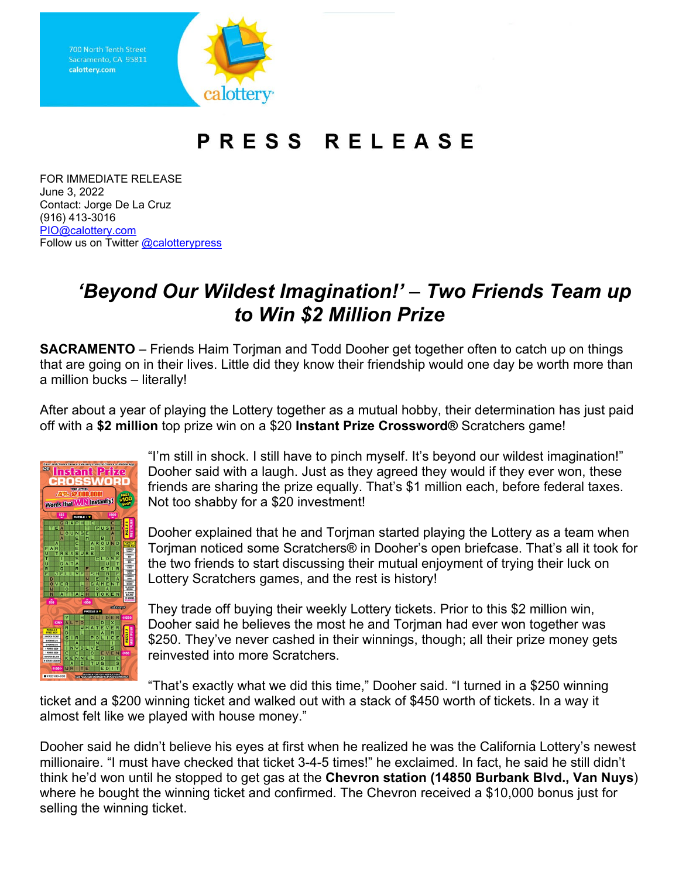700 North Tenth Street
Sacramento, CA 95811
calottery.com

calottery

# PRESS RELEASE

FOR IMMEDIATE RELEASE
June 3, 2022
Contact: Jorge De La Cruz
(916) 413-3016
PIO@calottery.com
Follow us on Twitter @calotterypress

## *'Beyond Our Wildest Imagination!' – Two Friends Team up to Win $2 Million Prize*

**SACRAMENTO** – Friends Haim Torjman and Todd Dooher get together often to catch up on things that are going on in their lives. Little did they know their friendship would one day be worth more than a million bucks – literally!

After about a year of playing the Lottery together as a mutual hobby, their determination has just paid off with a **$2 million** top prize win on a $20 **Instant Prize Crossword®** Scratchers game!

"I'm still in shock. I still have to pinch myself. It's beyond our wildest imagination!" Dooher said with a laugh. Just as they agreed they would if they ever won, these friends are sharing the prize equally. That's $1 million each, before federal taxes. Not too shabby for a $20 investment!

Dooher explained that he and Torjman started playing the Lottery as a team when Torjman noticed some Scratchers® in Dooher's open briefcase. That's all it took for the two friends to start discussing their mutual enjoyment of trying their luck on Lottery Scratchers games, and the rest is history!

They trade off buying their weekly Lottery tickets. Prior to this $2 million win, Dooher said he believes the most he and Torjman had ever won together was $250. They've never cashed in their winnings, though; all their prize money gets reinvested into more Scratchers.

"That's exactly what we did this time," Dooher said. "I turned in a $250 winning ticket and a $200 winning ticket and walked out with a stack of $450 worth of tickets. In a way it almost felt like we played with house money."

Dooher said he didn't believe his eyes at first when he realized he was the California Lottery's newest millionaire. "I must have checked that ticket 3-4-5 times!" he exclaimed. In fact, he said he still didn't think he'd won until he stopped to get gas at the **Chevron station (14850 Burbank Blvd., Van Nuys**) where he bought the winning ticket and confirmed. The Chevron received a $10,000 bonus just for selling the winning ticket.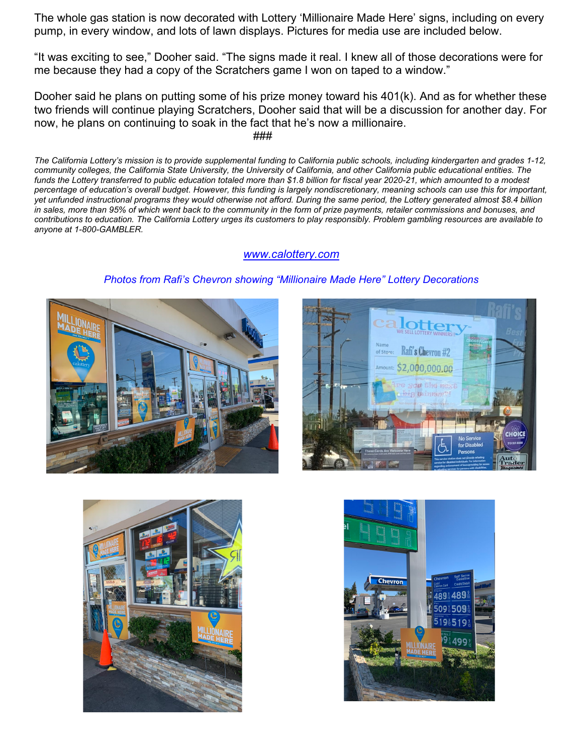The whole gas station is now decorated with Lottery 'Millionaire Made Here' signs, including on every pump, in every window, and lots of lawn displays. Pictures for media use are included below.

"It was exciting to see," Dooher said. "The signs made it real. I knew all of those decorations were for me because they had a copy of the Scratchers game I won on taped to a window."

Dooher said he plans on putting some of his prize money toward his 401(k). And as for whether these two friends will continue playing Scratchers, Dooher said that will be a discussion for another day. For now, he plans on continuing to soak in the fact that he's now a millionaire.

###

*The California Lottery's mission is to provide supplemental funding to California public schools, including kindergarten and grades 1-12, community colleges, the California State University, the University of California, and other California public educational entities. The funds the Lottery transferred to public education totaled more than $1.8 billion for fiscal year 2020-21, which amounted to a modest percentage of education's overall budget. However, this funding is largely nondiscretionary, meaning schools can use this for important, yet unfunded instructional programs they would otherwise not afford. During the same period, the Lottery generated almost $8.4 billion in sales, more than 95% of which went back to the community in the form of prize payments, retailer commissions and bonuses, and contributions to education. The California Lottery urges its customers to play responsibly. Problem gambling resources are available to anyone at 1-800-GAMBLER.*

[www.calottery.com](http://www.calottery.com)

*Photos from Rafi's Chevron showing "Millionaire Made Here" Lottery Decorations*